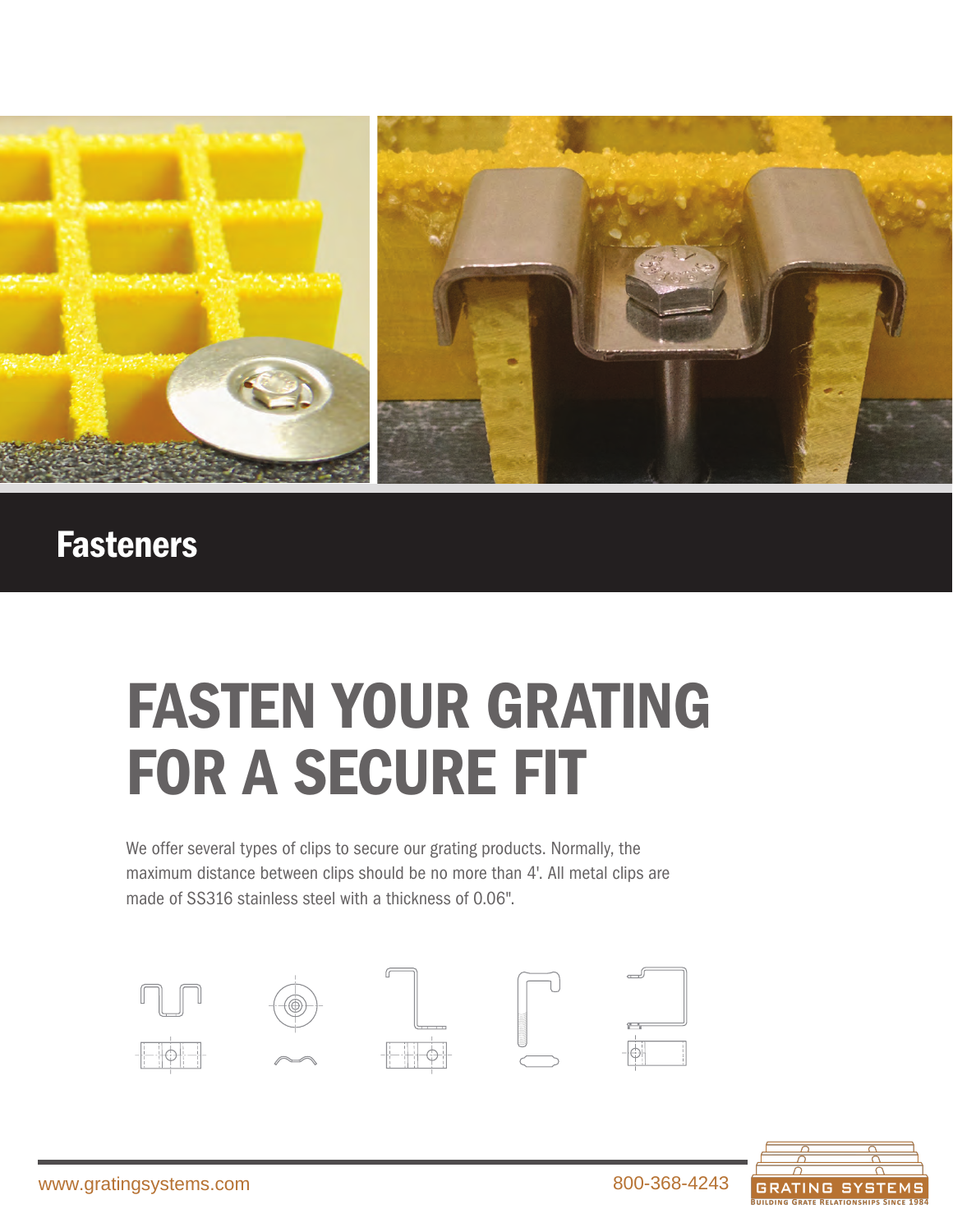## Fasteners

# FASTEN YOUR GRATING FOR A SECURE FIT

We offer several types of clips to secure our grating products. Normally, the maximum distance between clips should be no more than 4'. All metal clips are made of SS316 stainless steel with a thickness of 0.06".

www.gratingsystems.com

800-368-4243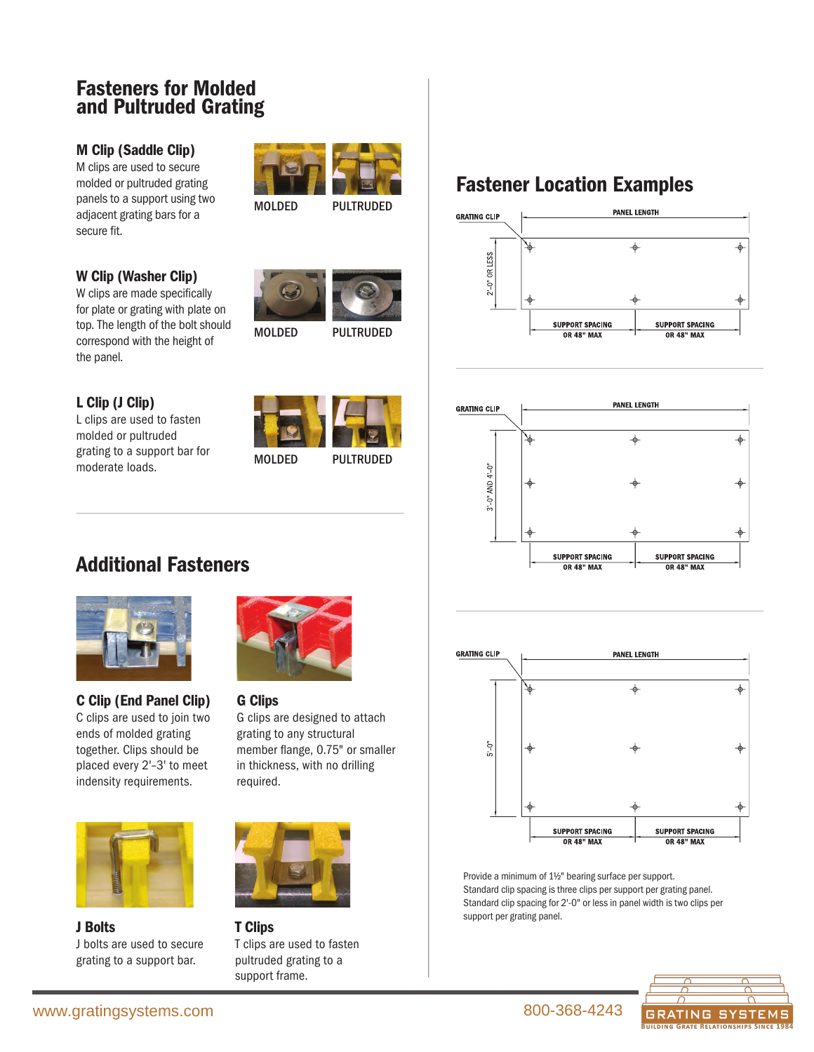# Fasteners for Molded and Pultruded Grating

### M Clip (Saddle Clip)

M clips are used to secure molded or pultruded grating panels to a support using two adjacent grating bars for a secure fit.

MOLDED

PULTRUDED

### W Clip (Washer Clip)

W clips are made specifically for plate or grating with plate on top. The length of the bolt should correspond with the height of the panel.

MOLDED

PULTRUDED

### L Clip (J Clip)

L clips are used to fasten molded or pultruded grating to a support bar for moderate loads.

MOLDED

PULTRUDED

## Additional Fasteners

### C Clip (End Panel Clip)

C clips are used to join two ends of molded grating together. Clips should be placed every 2'-3' to meet indensity requirements.

### G Clips

G clips are designed to attach grating to any structural member flange, 0.75" or smaller in thickness, with no drilling required.

### J Bolts

J bolts are used to secure grating to a support bar.

### T Clips

T clips are used to fasten pultruded grating to a support frame.

## Fastener Location Examples

GRATING CLIP

PANEL LENGTH

2'-0" OR LESS

SUPPORT SPACING OR 48" MAX

SUPPORT SPACING OR 48" MAX

GRATING CLIP

PANEL LENGTH

3'-0" AND 4'-0"

SUPPORT SPACING OR 48" MAX

SUPPORT SPACING OR 48" MAX

GRATING CLIP

PANEL LENGTH

5'-0"

SUPPORT SPACING OR 48" MAX

SUPPORT SPACING OR 48" MAX

Provide a minimum of 1½" bearing surface per support.
Standard clip spacing is three clips per support per grating panel.
Standard clip spacing for 2'-0" or less in panel width is two clips per support per grating panel.

www.gratingsystems.com

800-368-4243

GRATING SYSTEMS
BUILDING GRATE RELATIONSHIPS SINCE 1984